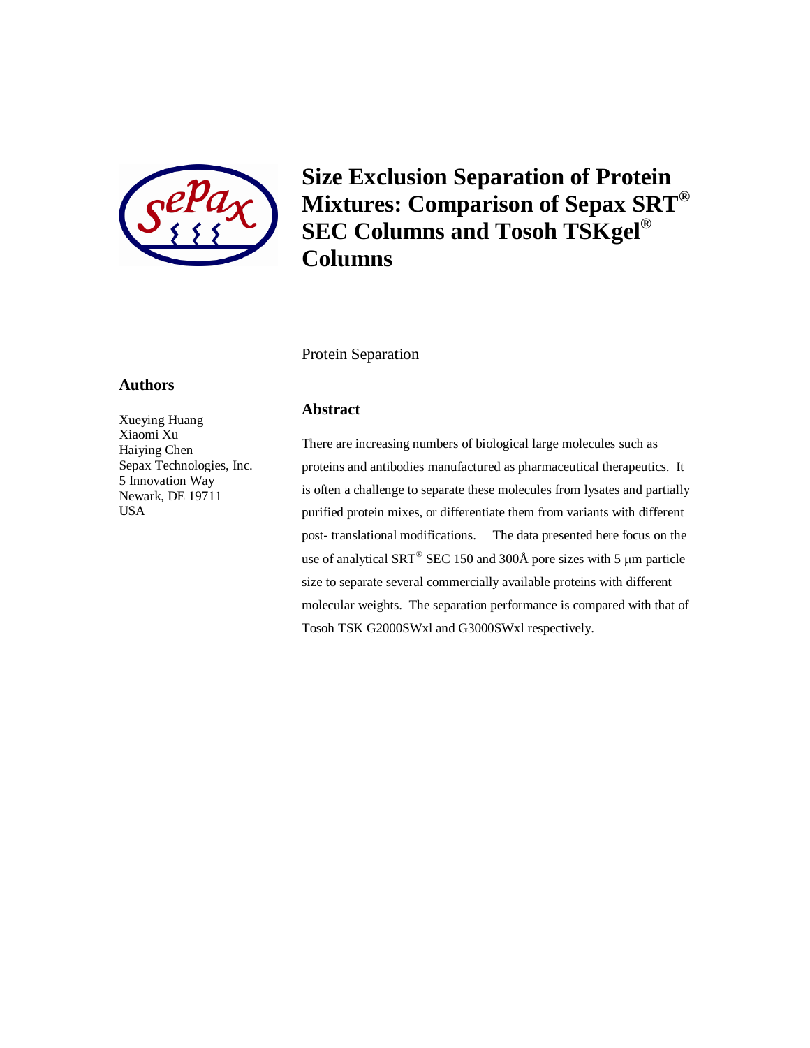# Size Exclusion Separation of Protein Mixtures: Comparison of Sepax SRT® SEC Columns and Tosoh TSKgel® Columns

Protein Separation

## Authors

Xueying Huang
Xiaomi Xu
Haiying Chen
Sepax Technologies, Inc.
5 Innovation Way
Newark, DE 19711
USA

## Abstract

There are increasing numbers of biological large molecules such as proteins and antibodies manufactured as pharmaceutical therapeutics. It is often a challenge to separate these molecules from lysates and partially purified protein mixes, or differentiate them from variants with different post- translational modifications. The data presented here focus on the use of analytical SRT® SEC 150 and 300Å pore sizes with 5 μm particle size to separate several commercially available proteins with different molecular weights. The separation performance is compared with that of Tosoh TSK G2000SWxl and G3000SWxl respectively.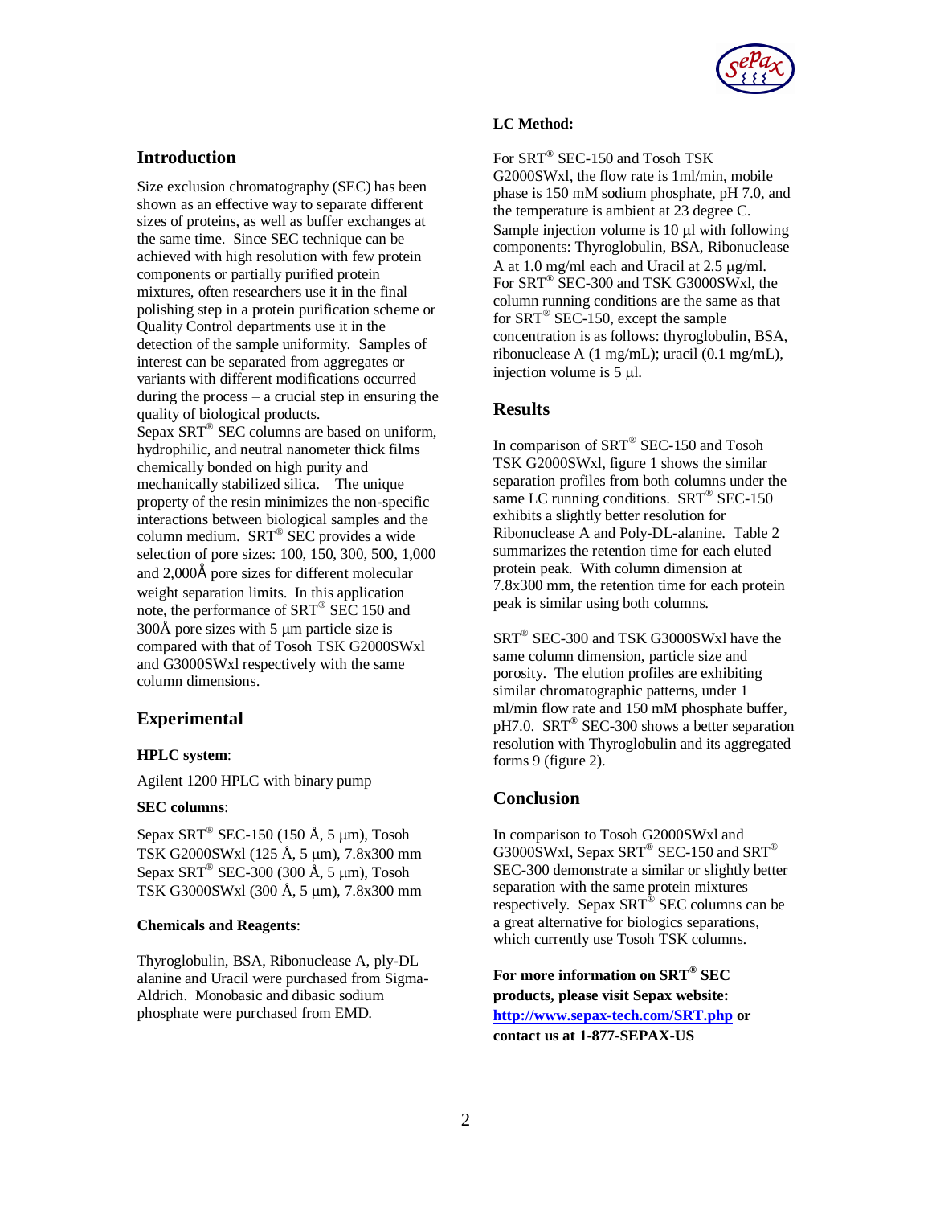## Introduction

Size exclusion chromatography (SEC) has been shown as an effective way to separate different sizes of proteins, as well as buffer exchanges at the same time. Since SEC technique can be achieved with high resolution with few protein components or partially purified protein mixtures, often researchers use it in the final polishing step in a protein purification scheme or Quality Control departments use it in the detection of the sample uniformity. Samples of interest can be separated from aggregates or variants with different modifications occurred during the process – a crucial step in ensuring the quality of biological products.

Sepax SRT® SEC columns are based on uniform, hydrophilic, and neutral nanometer thick films chemically bonded on high purity and mechanically stabilized silica. The unique property of the resin minimizes the non-specific interactions between biological samples and the column medium. SRT® SEC provides a wide selection of pore sizes: 100, 150, 300, 500, 1,000 and 2,000Å pore sizes for different molecular weight separation limits. In this application note, the performance of SRT® SEC 150 and 300Å pore sizes with 5 μm particle size is compared with that of Tosoh TSK G2000SWxl and G3000SWxl respectively with the same column dimensions.

## Experimental

**HPLC system**:

Agilent 1200 HPLC with binary pump

**SEC columns**:

Sepax SRT® SEC-150 (150 Å, 5 μm), Tosoh TSK G2000SWxl (125 Å, 5 μm), 7.8x300 mm
Sepax SRT® SEC-300 (300 Å, 5 μm), Tosoh TSK G3000SWxl (300 Å, 5 μm), 7.8x300 mm

**Chemicals and Reagents**:

Thyroglobulin, BSA, Ribonuclease A, ply-DL alanine and Uracil were purchased from Sigma-Aldrich. Monobasic and dibasic sodium phosphate were purchased from EMD.

**LC Method:**

For SRT® SEC-150 and Tosoh TSK G2000SWxl, the flow rate is 1ml/min, mobile phase is 150 mM sodium phosphate, pH 7.0, and the temperature is ambient at 23 degree C. Sample injection volume is 10 μl with following components: Thyroglobulin, BSA, Ribonuclease A at 1.0 mg/ml each and Uracil at 2.5 μg/ml. For SRT® SEC-300 and TSK G3000SWxl, the column running conditions are the same as that for SRT® SEC-150, except the sample concentration is as follows: thyroglobulin, BSA, ribonuclease A (1 mg/mL); uracil (0.1 mg/mL), injection volume is 5 μl.

## Results

In comparison of SRT® SEC-150 and Tosoh TSK G2000SWxl, figure 1 shows the similar separation profiles from both columns under the same LC running conditions. SRT® SEC-150 exhibits a slightly better resolution for Ribonuclease A and Poly-DL-alanine. Table 2 summarizes the retention time for each eluted protein peak. With column dimension at 7.8x300 mm, the retention time for each protein peak is similar using both columns.

SRT® SEC-300 and TSK G3000SWxl have the same column dimension, particle size and porosity. The elution profiles are exhibiting similar chromatographic patterns, under 1 ml/min flow rate and 150 mM phosphate buffer, pH7.0. SRT® SEC-300 shows a better separation resolution with Thyroglobulin and its aggregated forms 9 (figure 2).

## Conclusion

In comparison to Tosoh G2000SWxl and G3000SWxl, Sepax SRT® SEC-150 and SRT® SEC-300 demonstrate a similar or slightly better separation with the same protein mixtures respectively. Sepax SRT® SEC columns can be a great alternative for biologics separations, which currently use Tosoh TSK columns.

**For more information on SRT® SEC products, please visit Sepax website: [http://www.sepax-tech.com/SRT.php](http://www.sepax-tech.com/SRT.php) or contact us at 1-877-SEPAX-US**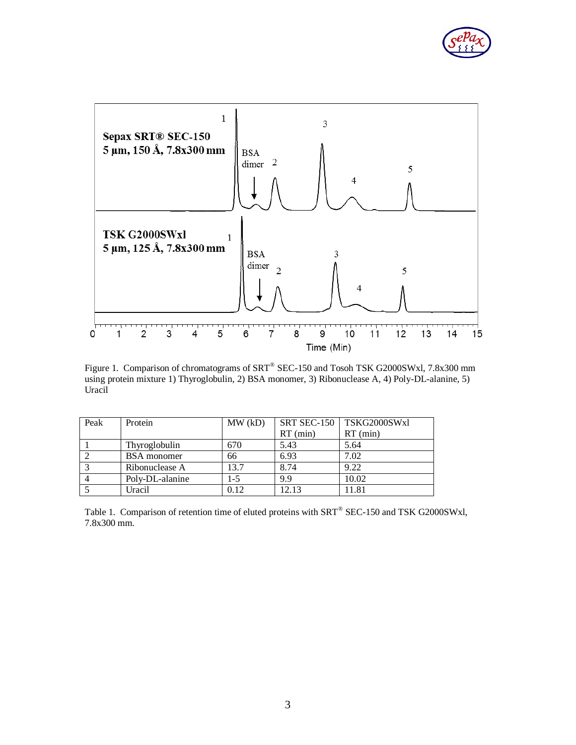Figure 1. Comparison of chromatograms of SRT® SEC-150 and Tosoh TSK G2000SWxl, 7.8x300 mm using protein mixture 1) Thyroglobulin, 2) BSA monomer, 3) Ribonuclease A, 4) Poly-DL-alanine, 5) Uracil

| Peak | Protein | MW (kD) | SRT SEC-150 RT (min) | TSKG2000SWxl RT (min) |
|---|---|---|---|---|
| 1 | Thyroglobulin | 670 | 5.43 | 5.64 |
| 2 | BSA monomer | 66 | 6.93 | 7.02 |
| 3 | Ribonuclease A | 13.7 | 8.74 | 9.22 |
| 4 | Poly-DL-alanine | 1-5 | 9.9 | 10.02 |
| 5 | Uracil | 0.12 | 12.13 | 11.81 |

Table 1. Comparison of retention time of eluted proteins with SRT® SEC-150 and TSK G2000SWxl, 7.8x300 mm.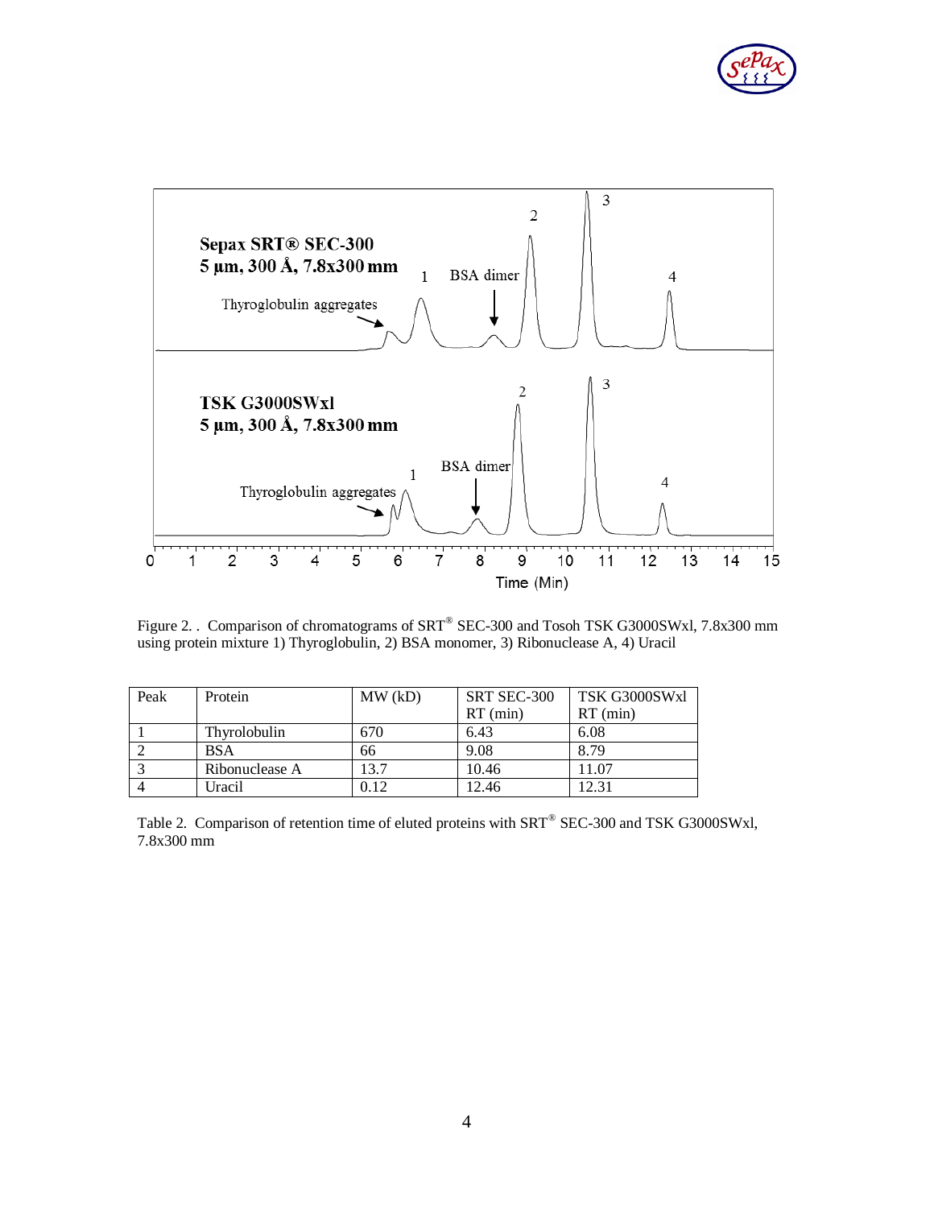Figure 2. . Comparison of chromatograms of SRT® SEC-300 and Tosoh TSK G3000SWxl, 7.8x300 mm using protein mixture 1) Thyroglobulin, 2) BSA monomer, 3) Ribonuclease A, 4) Uracil

| Peak | Protein | MW (kD) | SRT SEC-300 RT (min) | TSK G3000SWxl RT (min) |
|---|---|---|---|---|
| 1 | Thyrolobulin | 670 | 6.43 | 6.08 |
| 2 | BSA | 66 | 9.08 | 8.79 |
| 3 | Ribonuclease A | 13.7 | 10.46 | 11.07 |
| 4 | Uracil | 0.12 | 12.46 | 12.31 |

Table 2. Comparison of retention time of eluted proteins with SRT® SEC-300 and TSK G3000SWxl, 7.8x300 mm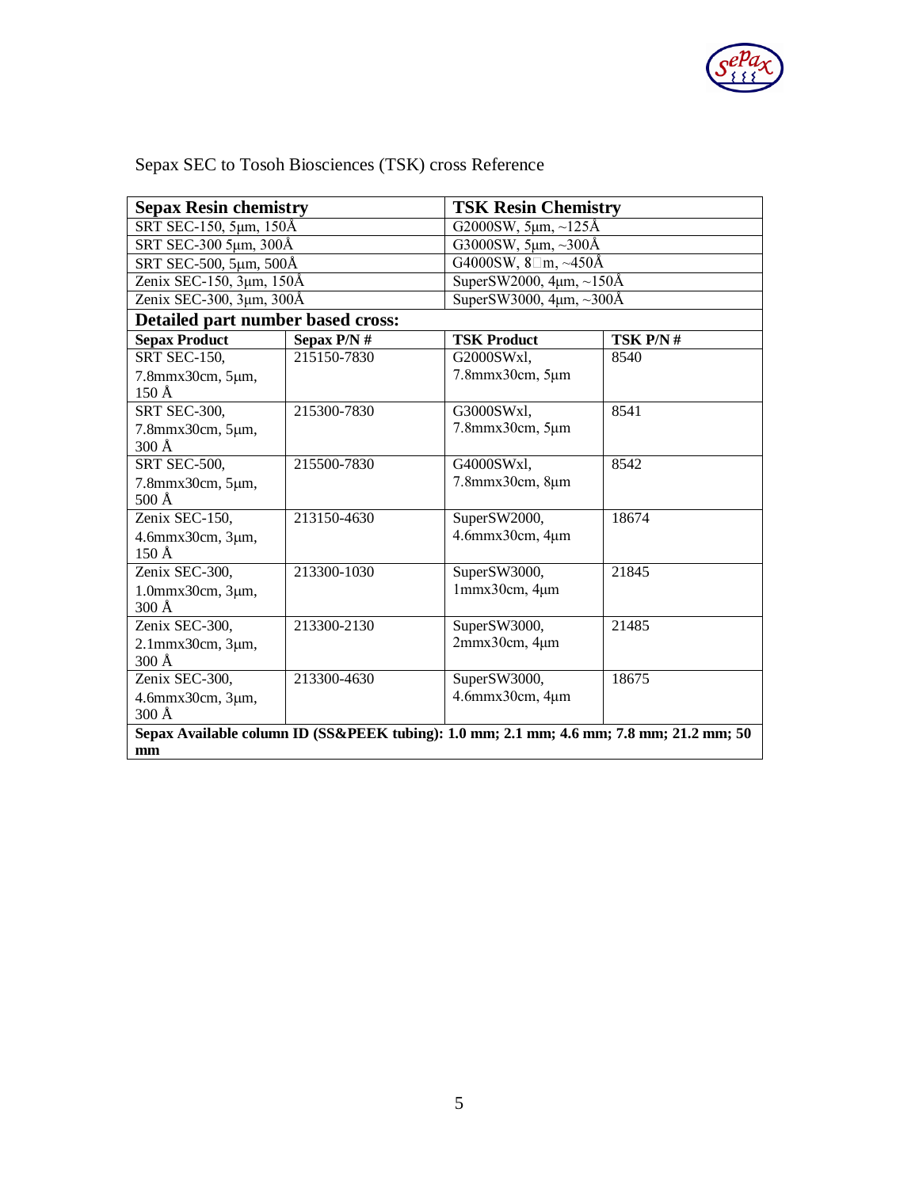Sepax SEC to Tosoh Biosciences (TSK) cross Reference

| **Sepax Resin chemistry** | | **TSK Resin Chemistry** | |
|---|---|---|---|
| SRT SEC-150, 5µm, 150Å | | G2000SW, 5µm, ~125Å | |
| SRT SEC-300 5µm, 300Å | | G3000SW, 5µm, ~300Å | |
| SRT SEC-500, 5µm, 500Å | | G4000SW, 8□m, ~450Å | |
| Zenix SEC-150, 3µm, 150Å | | SuperSW2000, 4µm, ~150Å | |
| Zenix SEC-300, 3µm, 300Å | | SuperSW3000, 4µm, ~300Å | |
| **Detailed part number based cross:** | | | |
| **Sepax Product** | **Sepax P/N #** | **TSK Product** | **TSK P/N #** |
| SRT SEC-150, 7.8mmx30cm, 5µm, 150 Å | 215150-7830 | G2000SWxl, 7.8mmx30cm, 5µm | 8540 |
| SRT SEC-300, 7.8mmx30cm, 5µm, 300 Å | 215300-7830 | G3000SWxl, 7.8mmx30cm, 5µm | 8541 |
| SRT SEC-500, 7.8mmx30cm, 5µm, 500 Å | 215500-7830 | G4000SWxl, 7.8mmx30cm, 8µm | 8542 |
| Zenix SEC-150, 4.6mmx30cm, 3µm, 150 Å | 213150-4630 | SuperSW2000, 4.6mmx30cm, 4µm | 18674 |
| Zenix SEC-300, 1.0mmx30cm, 3µm, 300 Å | 213300-1030 | SuperSW3000, 1mmx30cm, 4µm | 21845 |
| Zenix SEC-300, 2.1mmx30cm, 3µm, 300 Å | 213300-2130 | SuperSW3000, 2mmx30cm, 4µm | 21485 |
| Zenix SEC-300, 4.6mmx30cm, 3µm, 300 Å | 213300-4630 | SuperSW3000, 4.6mmx30cm, 4µm | 18675 |
| **Sepax Available column ID (SS&PEEK tubing): 1.0 mm; 2.1 mm; 4.6 mm; 7.8 mm; 21.2 mm; 50 mm** | | | |